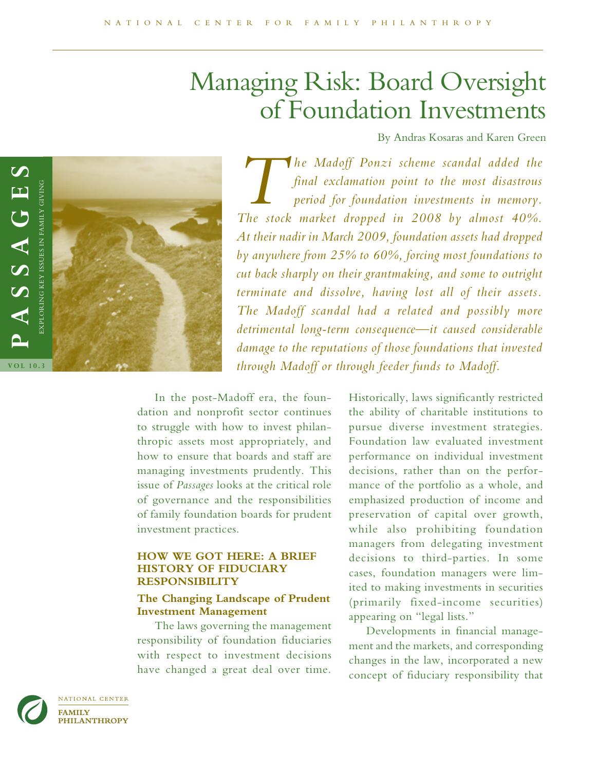# Managing Risk: Board Oversight of Foundation Investments

By Andras Kosaras and Karen Green

*The Madoff Ponzi scheme scandal added the final exclamation point to the most disastrous period for foundation investments in memory. The stock market dropped in 2008 by almost 40%. At their nadir in March 2009, foundation assets had dropped by anywhere from 25% to 60%, forcing most foundations to cut back sharply on their grantmaking, and some to outright terminate and dissolve, having lost all of their assets. The Madoff scandal had a related and possibly more detrimental long-term consequence—it caused considerable damage to the reputations of those foundations that invested through Madoff or through feeder funds to Madoff.*

In the post-Madoff era, the foundation and nonprofit sector continues to struggle with how to invest philanthropic assets most appropriately, and how to ensure that boards and staff are managing investments prudently. This issue of *Passages* looks at the critical role of governance and the responsibilities of family foundation boards for prudent investment practices.

## HOW WE GOT HERE: A BRIEF HISTORY OF FIDUCIARY RESPONSIBILITY

### The Changing Landscape of Prudent Investment Management

The laws governing the management responsibility of foundation fiduciaries with respect to investment decisions have changed a great deal over time. Historically, laws significantly restricted the ability of charitable institutions to pursue diverse investment strategies. Foundation law evaluated investment performance on individual investment decisions, rather than on the performance of the portfolio as a whole, and emphasized production of income and preservation of capital over growth, while also prohibiting foundation managers from delegating investment decisions to third-parties. In some cases, foundation managers were limited to making investments in securities (primarily fixed-income securities) appearing on "legal lists."

Developments in financial management and the markets, and corresponding changes in the law, incorporated a new concept of fiduciary responsibility that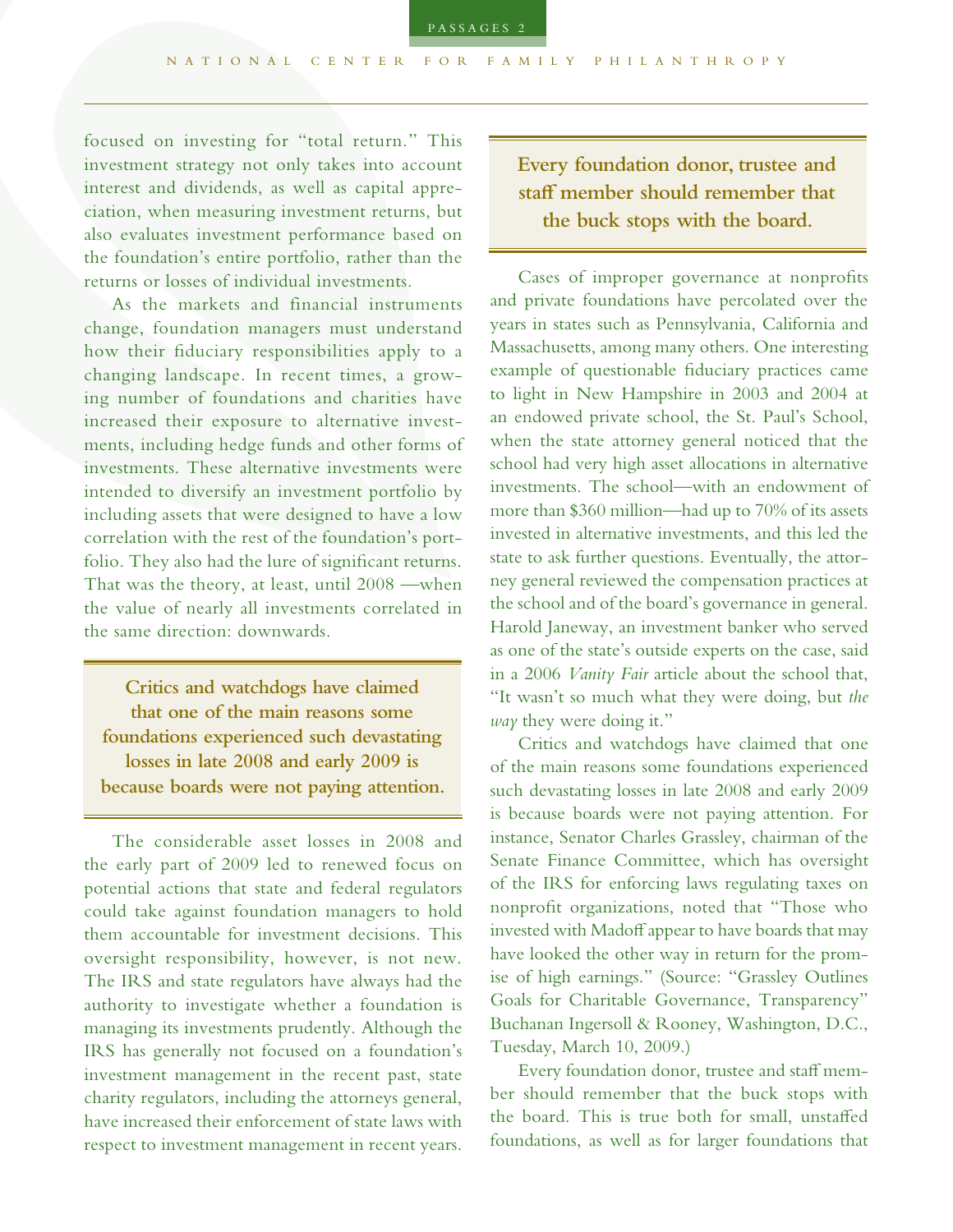focused on investing for "total return." This investment strategy not only takes into account interest and dividends, as well as capital appreciation, when measuring investment returns, but also evaluates investment performance based on the foundation's entire portfolio, rather than the returns or losses of individual investments.

As the markets and financial instruments change, foundation managers must understand how their fiduciary responsibilities apply to a changing landscape. In recent times, a growing number of foundations and charities have increased their exposure to alternative investments, including hedge funds and other forms of investments. These alternative investments were intended to diversify an investment portfolio by including assets that were designed to have a low correlation with the rest of the foundation's portfolio. They also had the lure of significant returns. That was the theory, at least, until 2008 —when the value of nearly all investments correlated in the same direction: downwards.

**Critics and watchdogs have claimed that one of the main reasons some foundations experienced such devastating losses in late 2008 and early 2009 is because boards were not paying attention.**

The considerable asset losses in 2008 and the early part of 2009 led to renewed focus on potential actions that state and federal regulators could take against foundation managers to hold them accountable for investment decisions. This oversight responsibility, however, is not new. The IRS and state regulators have always had the authority to investigate whether a foundation is managing its investments prudently. Although the IRS has generally not focused on a foundation's investment management in the recent past, state charity regulators, including the attorneys general, have increased their enforcement of state laws with respect to investment management in recent years.

**Every foundation donor, trustee and staff member should remember that the buck stops with the board.**

Cases of improper governance at nonprofits and private foundations have percolated over the years in states such as Pennsylvania, California and Massachusetts, among many others. One interesting example of questionable fiduciary practices came to light in New Hampshire in 2003 and 2004 at an endowed private school, the St. Paul's School, when the state attorney general noticed that the school had very high asset allocations in alternative investments. The school—with an endowment of more than $360 million—had up to 70% of its assets invested in alternative investments, and this led the state to ask further questions. Eventually, the attorney general reviewed the compensation practices at the school and of the board's governance in general. Harold Janeway, an investment banker who served as one of the state's outside experts on the case, said in a 2006 *Vanity Fair* article about the school that, "It wasn't so much what they were doing, but *the way* they were doing it."

Critics and watchdogs have claimed that one of the main reasons some foundations experienced such devastating losses in late 2008 and early 2009 is because boards were not paying attention. For instance, Senator Charles Grassley, chairman of the Senate Finance Committee, which has oversight of the IRS for enforcing laws regulating taxes on nonprofit organizations, noted that "Those who invested with Madoff appear to have boards that may have looked the other way in return for the promise of high earnings." (Source: "Grassley Outlines Goals for Charitable Governance, Transparency" Buchanan Ingersoll & Rooney, Washington, D.C., Tuesday, March 10, 2009.)

Every foundation donor, trustee and staff member should remember that the buck stops with the board. This is true both for small, unstaffed foundations, as well as for larger foundations that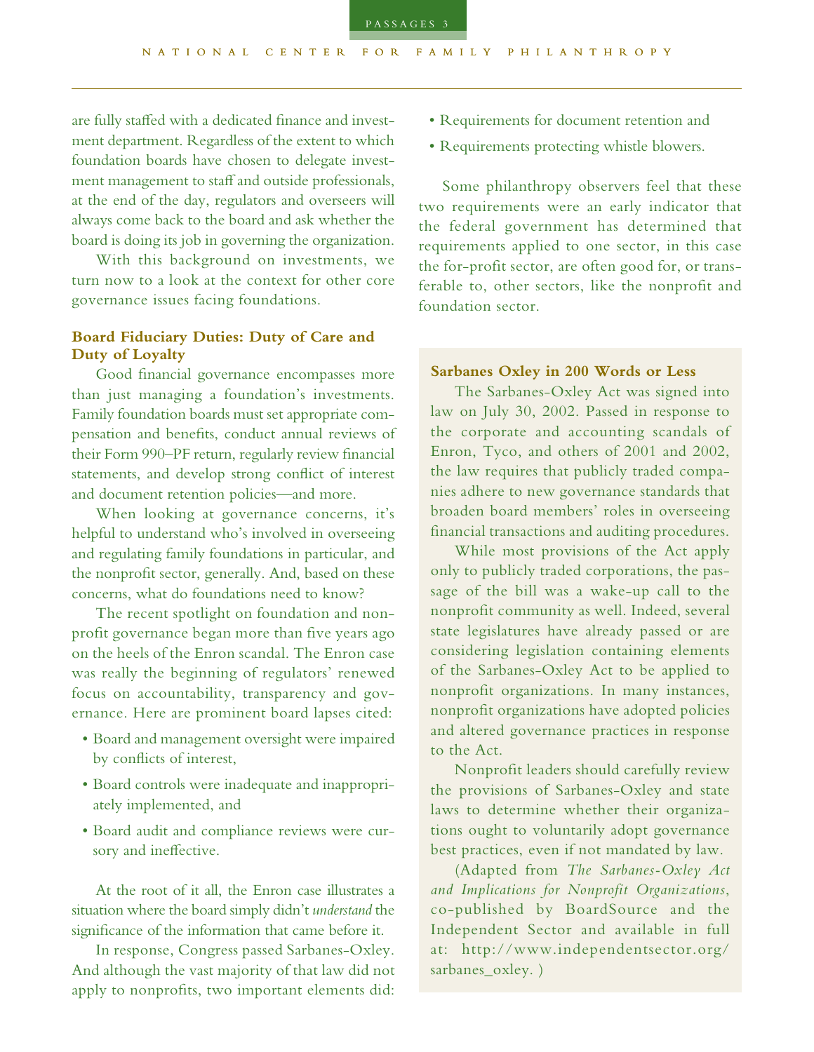are fully staffed with a dedicated finance and investment department. Regardless of the extent to which foundation boards have chosen to delegate investment management to staff and outside professionals, at the end of the day, regulators and overseers will always come back to the board and ask whether the board is doing its job in governing the organization.

With this background on investments, we turn now to a look at the context for other core governance issues facing foundations.

### Board Fiduciary Duties: Duty of Care and Duty of Loyalty

Good financial governance encompasses more than just managing a foundation's investments. Family foundation boards must set appropriate compensation and benefits, conduct annual reviews of their Form 990–PF return, regularly review financial statements, and develop strong conflict of interest and document retention policies—and more.

When looking at governance concerns, it's helpful to understand who's involved in overseeing and regulating family foundations in particular, and the nonprofit sector, generally. And, based on these concerns, what do foundations need to know?

The recent spotlight on foundation and nonprofit governance began more than five years ago on the heels of the Enron scandal. The Enron case was really the beginning of regulators' renewed focus on accountability, transparency and governance. Here are prominent board lapses cited:

- Board and management oversight were impaired by conflicts of interest,
- Board controls were inadequate and inappropriately implemented, and
- Board audit and compliance reviews were cursory and ineffective.

At the root of it all, the Enron case illustrates a situation where the board simply didn't *understand* the significance of the information that came before it.

In response, Congress passed Sarbanes-Oxley. And although the vast majority of that law did not apply to nonprofits, two important elements did:

- Requirements for document retention and
- Requirements protecting whistle blowers.

Some philanthropy observers feel that these two requirements were an early indicator that the federal government has determined that requirements applied to one sector, in this case the for-profit sector, are often good for, or transferable to, other sectors, like the nonprofit and foundation sector.

### Sarbanes Oxley in 200 Words or Less

The Sarbanes-Oxley Act was signed into law on July 30, 2002. Passed in response to the corporate and accounting scandals of Enron, Tyco, and others of 2001 and 2002, the law requires that publicly traded companies adhere to new governance standards that broaden board members' roles in overseeing financial transactions and auditing procedures.

While most provisions of the Act apply only to publicly traded corporations, the passage of the bill was a wake-up call to the nonprofit community as well. Indeed, several state legislatures have already passed or are considering legislation containing elements of the Sarbanes-Oxley Act to be applied to nonprofit organizations. In many instances, nonprofit organizations have adopted policies and altered governance practices in response to the Act.

Nonprofit leaders should carefully review the provisions of Sarbanes-Oxley and state laws to determine whether their organizations ought to voluntarily adopt governance best practices, even if not mandated by law.

(Adapted from *The Sarbanes-Oxley Act and Implications for Nonprofit Organizations*, co-published by BoardSource and the Independent Sector and available in full at: http://www.independentsector.org/sarbanes_oxley. )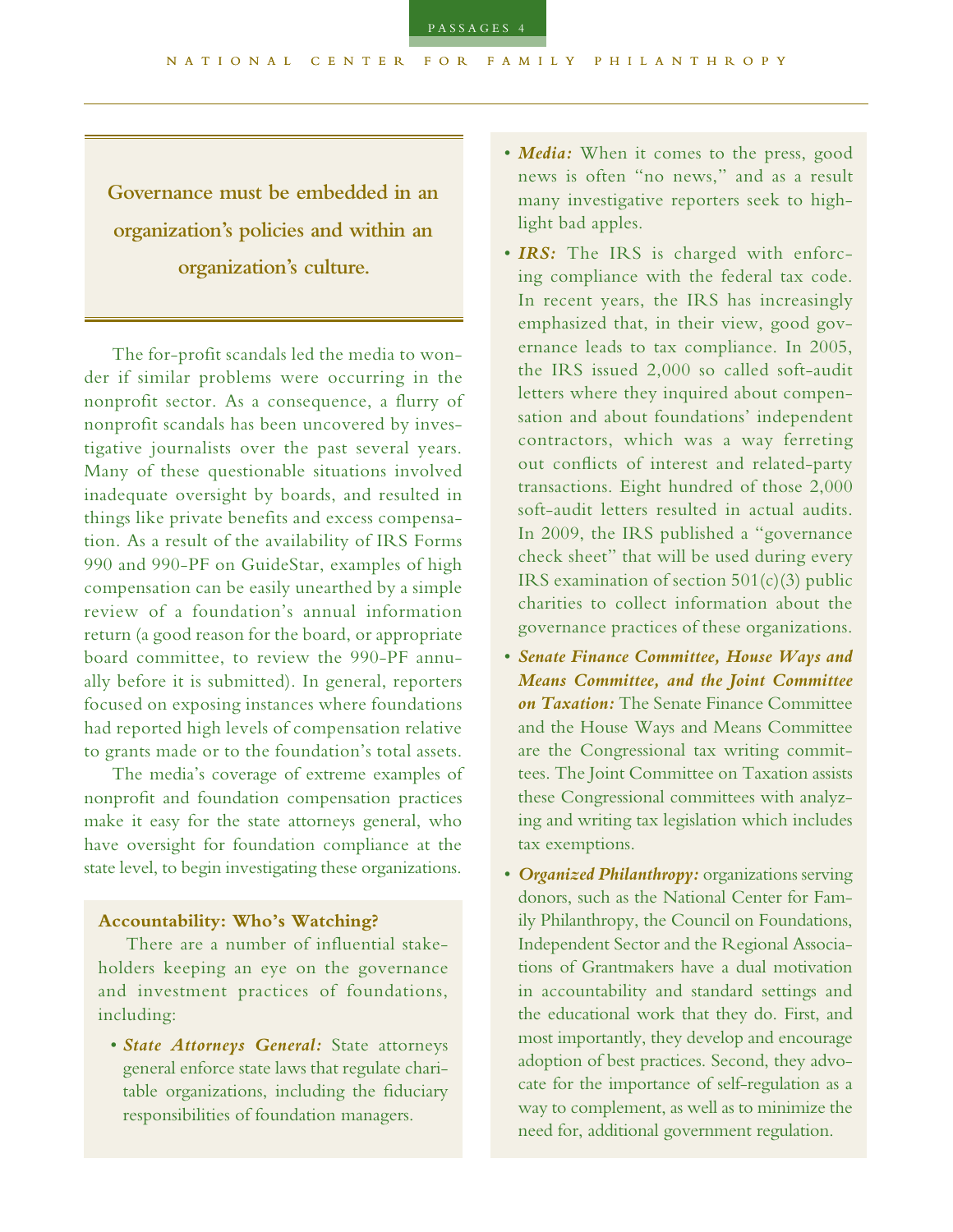**Governance must be embedded in an organization's policies and within an organization's culture.**

The for-profit scandals led the media to wonder if similar problems were occurring in the nonprofit sector. As a consequence, a flurry of nonprofit scandals has been uncovered by investigative journalists over the past several years. Many of these questionable situations involved inadequate oversight by boards, and resulted in things like private benefits and excess compensation. As a result of the availability of IRS Forms 990 and 990-PF on GuideStar, examples of high compensation can be easily unearthed by a simple review of a foundation's annual information return (a good reason for the board, or appropriate board committee, to review the 990-PF annually before it is submitted). In general, reporters focused on exposing instances where foundations had reported high levels of compensation relative to grants made or to the foundation's total assets.

The media's coverage of extreme examples of nonprofit and foundation compensation practices make it easy for the state attorneys general, who have oversight for foundation compliance at the state level, to begin investigating these organizations.

### Accountability: Who's Watching?

There are a number of influential stakeholders keeping an eye on the governance and investment practices of foundations, including:

- ***State Attorneys General:*** State attorneys general enforce state laws that regulate charitable organizations, including the fiduciary responsibilities of foundation managers.
- ***Media:*** When it comes to the press, good news is often "no news," and as a result many investigative reporters seek to highlight bad apples.
- ***IRS:*** The IRS is charged with enforcing compliance with the federal tax code. In recent years, the IRS has increasingly emphasized that, in their view, good governance leads to tax compliance. In 2005, the IRS issued 2,000 so called soft-audit letters where they inquired about compensation and about foundations' independent contractors, which was a way ferreting out conflicts of interest and related-party transactions. Eight hundred of those 2,000 soft-audit letters resulted in actual audits. In 2009, the IRS published a "governance check sheet" that will be used during every IRS examination of section 501(c)(3) public charities to collect information about the governance practices of these organizations.
- ***Senate Finance Committee, House Ways and Means Committee, and the Joint Committee on Taxation:*** The Senate Finance Committee and the House Ways and Means Committee are the Congressional tax writing committees. The Joint Committee on Taxation assists these Congressional committees with analyzing and writing tax legislation which includes tax exemptions.
- ***Organized Philanthropy:*** organizations serving donors, such as the National Center for Family Philanthropy, the Council on Foundations, Independent Sector and the Regional Associations of Grantmakers have a dual motivation in accountability and standard settings and the educational work that they do. First, and most importantly, they develop and encourage adoption of best practices. Second, they advocate for the importance of self-regulation as a way to complement, as well as to minimize the need for, additional government regulation.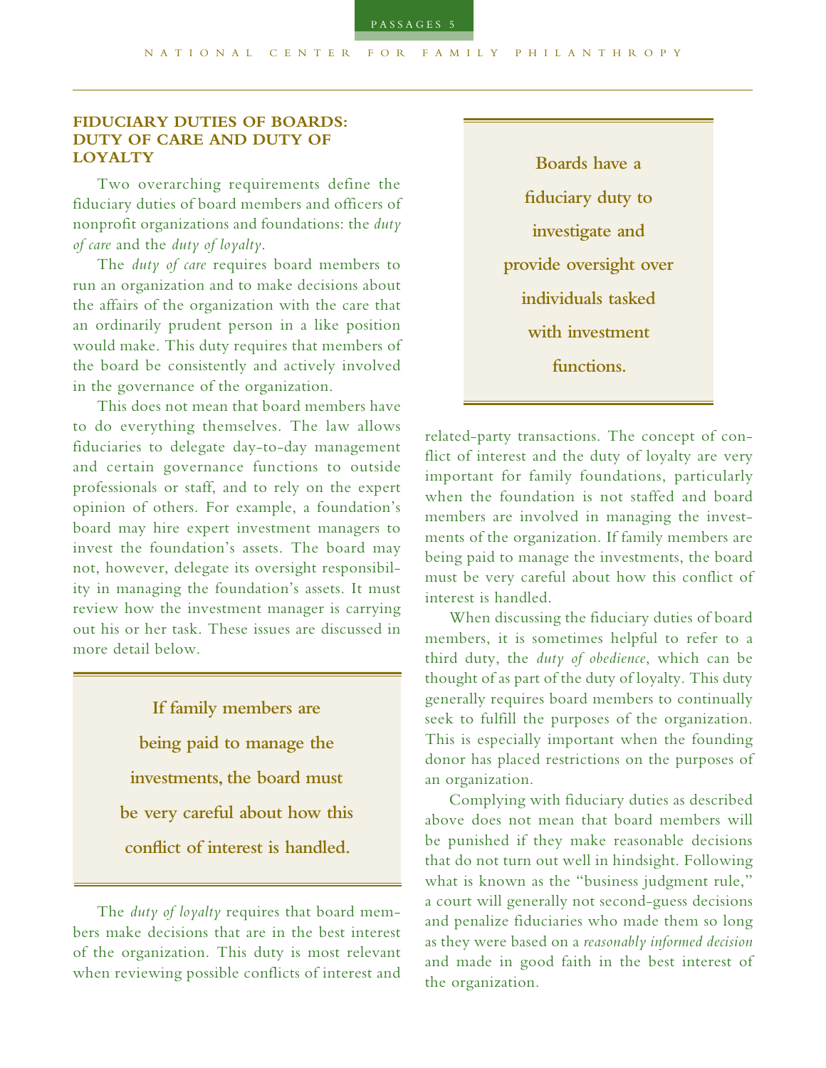## FIDUCIARY DUTIES OF BOARDS: DUTY OF CARE AND DUTY OF LOYALTY

Two overarching requirements define the fiduciary duties of board members and officers of nonprofit organizations and foundations: the *duty of care* and the *duty of loyalty*.

The *duty of care* requires board members to run an organization and to make decisions about the affairs of the organization with the care that an ordinarily prudent person in a like position would make. This duty requires that members of the board be consistently and actively involved in the governance of the organization.

This does not mean that board members have to do everything themselves. The law allows fiduciaries to delegate day-to-day management and certain governance functions to outside professionals or staff, and to rely on the expert opinion of others. For example, a foundation's board may hire expert investment managers to invest the foundation's assets. The board may not, however, delegate its oversight responsibility in managing the foundation's assets. It must review how the investment manager is carrying out his or her task. These issues are discussed in more detail below.

> **If family members are being paid to manage the investments, the board must be very careful about how this conflict of interest is handled.**

The *duty of loyalty* requires that board members make decisions that are in the best interest of the organization. This duty is most relevant when reviewing possible conflicts of interest and related-party transactions. The concept of conflict of interest and the duty of loyalty are very important for family foundations, particularly when the foundation is not staffed and board members are involved in managing the investments of the organization. If family members are being paid to manage the investments, the board must be very careful about how this conflict of interest is handled.

> **Boards have a fiduciary duty to investigate and provide oversight over individuals tasked with investment functions.**

When discussing the fiduciary duties of board members, it is sometimes helpful to refer to a third duty, the *duty of obedience*, which can be thought of as part of the duty of loyalty. This duty generally requires board members to continually seek to fulfill the purposes of the organization. This is especially important when the founding donor has placed restrictions on the purposes of an organization.

Complying with fiduciary duties as described above does not mean that board members will be punished if they make reasonable decisions that do not turn out well in hindsight. Following what is known as the "business judgment rule," a court will generally not second-guess decisions and penalize fiduciaries who made them so long as they were based on a *reasonably informed decision* and made in good faith in the best interest of the organization.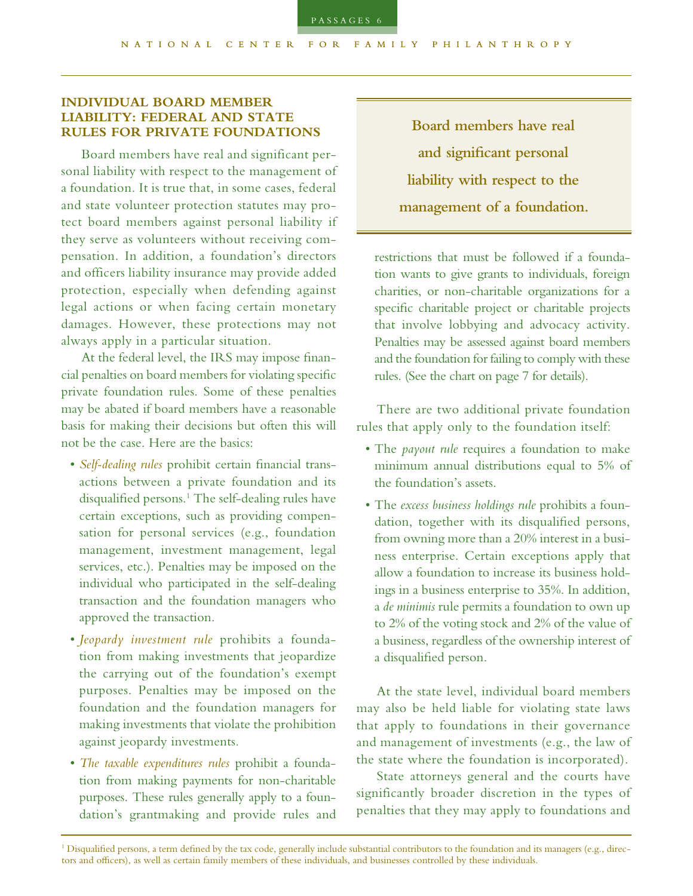## INDIVIDUAL BOARD MEMBER LIABILITY: FEDERAL AND STATE RULES FOR PRIVATE FOUNDATIONS

Board members have real and significant personal liability with respect to the management of a foundation. It is true that, in some cases, federal and state volunteer protection statutes may protect board members against personal liability if they serve as volunteers without receiving compensation. In addition, a foundation's directors and officers liability insurance may provide added protection, especially when defending against legal actions or when facing certain monetary damages. However, these protections may not always apply in a particular situation.

At the federal level, the IRS may impose financial penalties on board members for violating specific private foundation rules. Some of these penalties may be abated if board members have a reasonable basis for making their decisions but often this will not be the case. Here are the basics:

- *Self-dealing rules* prohibit certain financial transactions between a private foundation and its disqualified persons.[1] The self-dealing rules have certain exceptions, such as providing compensation for personal services (e.g., foundation management, investment management, legal services, etc.). Penalties may be imposed on the individual who participated in the self-dealing transaction and the foundation managers who approved the transaction.
- *Jeopardy investment rule* prohibits a foundation from making investments that jeopardize the carrying out of the foundation's exempt purposes. Penalties may be imposed on the foundation and the foundation managers for making investments that violate the prohibition against jeopardy investments.
- *The taxable expenditures rules* prohibit a foundation from making payments for non-charitable purposes. These rules generally apply to a foundation's grantmaking and provide rules and restrictions that must be followed if a foundation wants to give grants to individuals, foreign charities, or non-charitable organizations for a specific charitable project or charitable projects that involve lobbying and advocacy activity. Penalties may be assessed against board members and the foundation for failing to comply with these rules. (See the chart on page 7 for details).

**Board members have real and significant personal liability with respect to the management of a foundation.**

There are two additional private foundation rules that apply only to the foundation itself:

- The *payout rule* requires a foundation to make minimum annual distributions equal to 5% of the foundation's assets.
- The *excess business holdings rule* prohibits a foundation, together with its disqualified persons, from owning more than a 20% interest in a business enterprise. Certain exceptions apply that allow a foundation to increase its business holdings in a business enterprise to 35%. In addition, a *de minimis* rule permits a foundation to own up to 2% of the voting stock and 2% of the value of a business, regardless of the ownership interest of a disqualified person.

At the state level, individual board members may also be held liable for violating state laws that apply to foundations in their governance and management of investments (e.g., the law of the state where the foundation is incorporated).

State attorneys general and the courts have significantly broader discretion in the types of penalties that they may apply to foundations and

[1] Disqualified persons, a term defined by the tax code, generally include substantial contributors to the foundation and its managers (e.g., directors and officers), as well as certain family members of these individuals, and businesses controlled by these individuals.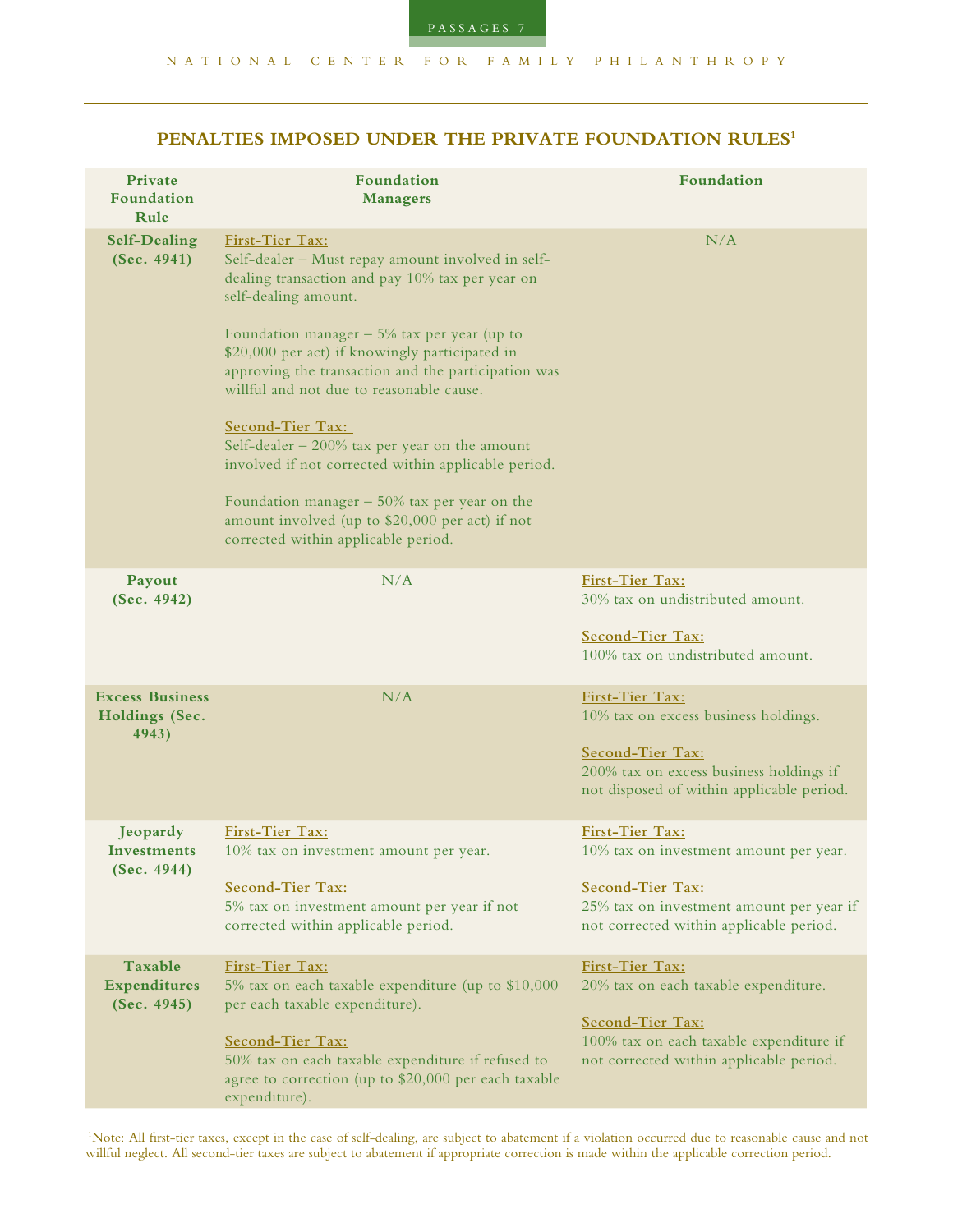## PENALTIES IMPOSED UNDER THE PRIVATE FOUNDATION RULES[1]

| Private Foundation Rule | Foundation Managers | Foundation |
|---|---|---|
| **Self-Dealing (Sec. 4941)** | First-Tier Tax:<br>Self-dealer – Must repay amount involved in self-dealing transaction and pay 10% tax per year on self-dealing amount.<br><br>Foundation manager – 5% tax per year (up to $20,000 per act) if knowingly participated in approving the transaction and the participation was willful and not due to reasonable cause.<br><br>Second-Tier Tax:<br>Self-dealer – 200% tax per year on the amount involved if not corrected within applicable period.<br><br>Foundation manager – 50% tax per year on the amount involved (up to $20,000 per act) if not corrected within applicable period. | N/A |
| **Payout (Sec. 4942)** | N/A | First-Tier Tax:<br>30% tax on undistributed amount.<br><br>Second-Tier Tax:<br>100% tax on undistributed amount. |
| **Excess Business Holdings (Sec. 4943)** | N/A | First-Tier Tax:<br>10% tax on excess business holdings.<br><br>Second-Tier Tax:<br>200% tax on excess business holdings if not disposed of within applicable period. |
| **Jeopardy Investments (Sec. 4944)** | First-Tier Tax:<br>10% tax on investment amount per year.<br><br>Second-Tier Tax:<br>5% tax on investment amount per year if not corrected within applicable period. | First-Tier Tax:<br>10% tax on investment amount per year.<br><br>Second-Tier Tax:<br>25% tax on investment amount per year if not corrected within applicable period. |
| **Taxable Expenditures (Sec. 4945)** | First-Tier Tax:<br>5% tax on each taxable expenditure (up to $10,000 per each taxable expenditure).<br><br>Second-Tier Tax:<br>50% tax on each taxable expenditure if refused to agree to correction (up to $20,000 per each taxable expenditure). | First-Tier Tax:<br>20% tax on each taxable expenditure.<br><br>Second-Tier Tax:<br>100% tax on each taxable expenditure if not corrected within applicable period. |

[1]Note: All first-tier taxes, except in the case of self-dealing, are subject to abatement if a violation occurred due to reasonable cause and not willful neglect. All second-tier taxes are subject to abatement if appropriate correction is made within the applicable correction period.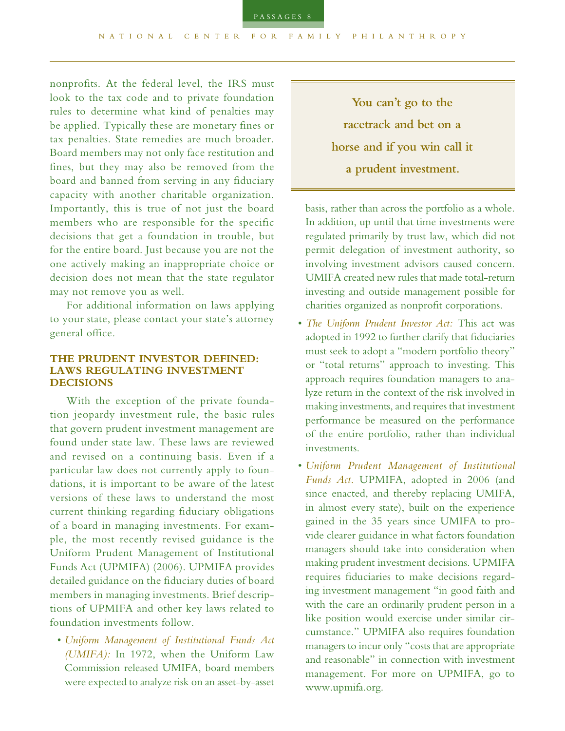nonprofits. At the federal level, the IRS must look to the tax code and to private foundation rules to determine what kind of penalties may be applied. Typically these are monetary fines or tax penalties. State remedies are much broader. Board members may not only face restitution and fines, but they may also be removed from the board and banned from serving in any fiduciary capacity with another charitable organization. Importantly, this is true of not just the board members who are responsible for the specific decisions that get a foundation in trouble, but for the entire board. Just because you are not the one actively making an inappropriate choice or decision does not mean that the state regulator may not remove you as well.

For additional information on laws applying to your state, please contact your state's attorney general office.

## THE PRUDENT INVESTOR DEFINED: LAWS REGULATING INVESTMENT DECISIONS

With the exception of the private foundation jeopardy investment rule, the basic rules that govern prudent investment management are found under state law. These laws are reviewed and revised on a continuing basis. Even if a particular law does not currently apply to foundations, it is important to be aware of the latest versions of these laws to understand the most current thinking regarding fiduciary obligations of a board in managing investments. For example, the most recently revised guidance is the Uniform Prudent Management of Institutional Funds Act (UPMIFA) (2006). UPMIFA provides detailed guidance on the fiduciary duties of board members in managing investments. Brief descriptions of UPMIFA and other key laws related to foundation investments follow.

- *Uniform Management of Institutional Funds Act (UMIFA):* In 1972, when the Uniform Law Commission released UMIFA, board members were expected to analyze risk on an asset-by-asset basis, rather than across the portfolio as a whole. In addition, up until that time investments were regulated primarily by trust law, which did not permit delegation of investment authority, so involving investment advisors caused concern. UMIFA created new rules that made total-return investing and outside management possible for charities organized as nonprofit corporations.
- *The Uniform Prudent Investor Act:* This act was adopted in 1992 to further clarify that fiduciaries must seek to adopt a "modern portfolio theory" or "total returns" approach to investing. This approach requires foundation managers to analyze return in the context of the risk involved in making investments, and requires that investment performance be measured on the performance of the entire portfolio, rather than individual investments.
- *Uniform Prudent Management of Institutional Funds Act.* UPMIFA, adopted in 2006 (and since enacted, and thereby replacing UMIFA, in almost every state), built on the experience gained in the 35 years since UMIFA to provide clearer guidance in what factors foundation managers should take into consideration when making prudent investment decisions. UPMIFA requires fiduciaries to make decisions regarding investment management "in good faith and with the care an ordinarily prudent person in a like position would exercise under similar circumstance." UPMIFA also requires foundation managers to incur only "costs that are appropriate and reasonable" in connection with investment management. For more on UPMIFA, go to www.upmifa.org.

**You can't go to the racetrack and bet on a horse and if you win call it a prudent investment.**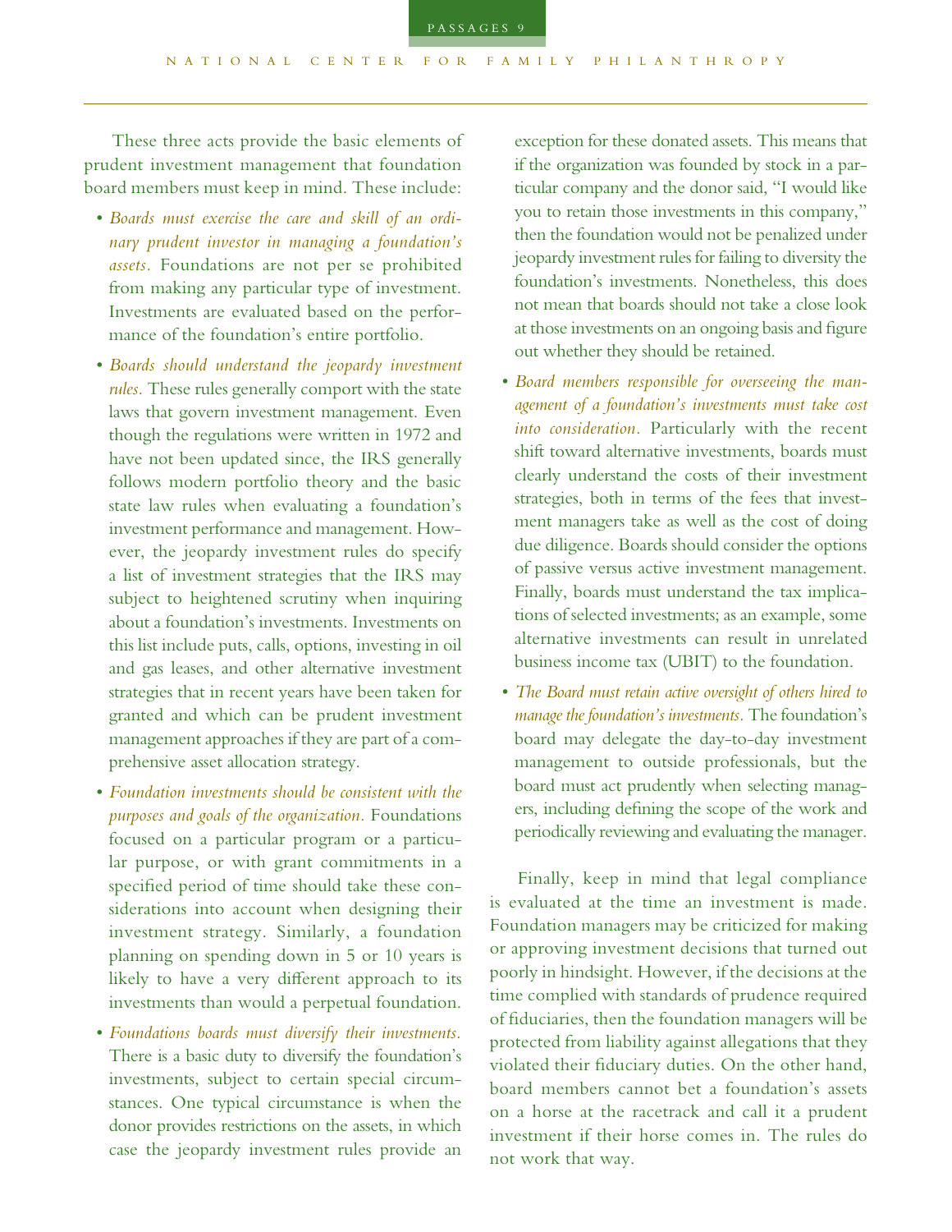These three acts provide the basic elements of prudent investment management that foundation board members must keep in mind. These include:

- *Boards must exercise the care and skill of an ordinary prudent investor in managing a foundation's assets.* Foundations are not per se prohibited from making any particular type of investment. Investments are evaluated based on the performance of the foundation's entire portfolio.
- *Boards should understand the jeopardy investment rules.* These rules generally comport with the state laws that govern investment management. Even though the regulations were written in 1972 and have not been updated since, the IRS generally follows modern portfolio theory and the basic state law rules when evaluating a foundation's investment performance and management. However, the jeopardy investment rules do specify a list of investment strategies that the IRS may subject to heightened scrutiny when inquiring about a foundation's investments. Investments on this list include puts, calls, options, investing in oil and gas leases, and other alternative investment strategies that in recent years have been taken for granted and which can be prudent investment management approaches if they are part of a comprehensive asset allocation strategy.
- *Foundation investments should be consistent with the purposes and goals of the organization.* Foundations focused on a particular program or a particular purpose, or with grant commitments in a specified period of time should take these considerations into account when designing their investment strategy. Similarly, a foundation planning on spending down in 5 or 10 years is likely to have a very different approach to its investments than would a perpetual foundation.
- *Foundations boards must diversify their investments.* There is a basic duty to diversify the foundation's investments, subject to certain special circumstances. One typical circumstance is when the donor provides restrictions on the assets, in which case the jeopardy investment rules provide an exception for these donated assets. This means that if the organization was founded by stock in a particular company and the donor said, "I would like you to retain those investments in this company," then the foundation would not be penalized under jeopardy investment rules for failing to diversity the foundation's investments. Nonetheless, this does not mean that boards should not take a close look at those investments on an ongoing basis and figure out whether they should be retained.
- *Board members responsible for overseeing the management of a foundation's investments must take cost into consideration.* Particularly with the recent shift toward alternative investments, boards must clearly understand the costs of their investment strategies, both in terms of the fees that investment managers take as well as the cost of doing due diligence. Boards should consider the options of passive versus active investment management. Finally, boards must understand the tax implications of selected investments; as an example, some alternative investments can result in unrelated business income tax (UBIT) to the foundation.
- *The Board must retain active oversight of others hired to manage the foundation's investments.* The foundation's board may delegate the day-to-day investment management to outside professionals, but the board must act prudently when selecting managers, including defining the scope of the work and periodically reviewing and evaluating the manager.

Finally, keep in mind that legal compliance is evaluated at the time an investment is made. Foundation managers may be criticized for making or approving investment decisions that turned out poorly in hindsight. However, if the decisions at the time complied with standards of prudence required of fiduciaries, then the foundation managers will be protected from liability against allegations that they violated their fiduciary duties. On the other hand, board members cannot bet a foundation's assets on a horse at the racetrack and call it a prudent investment if their horse comes in. The rules do not work that way.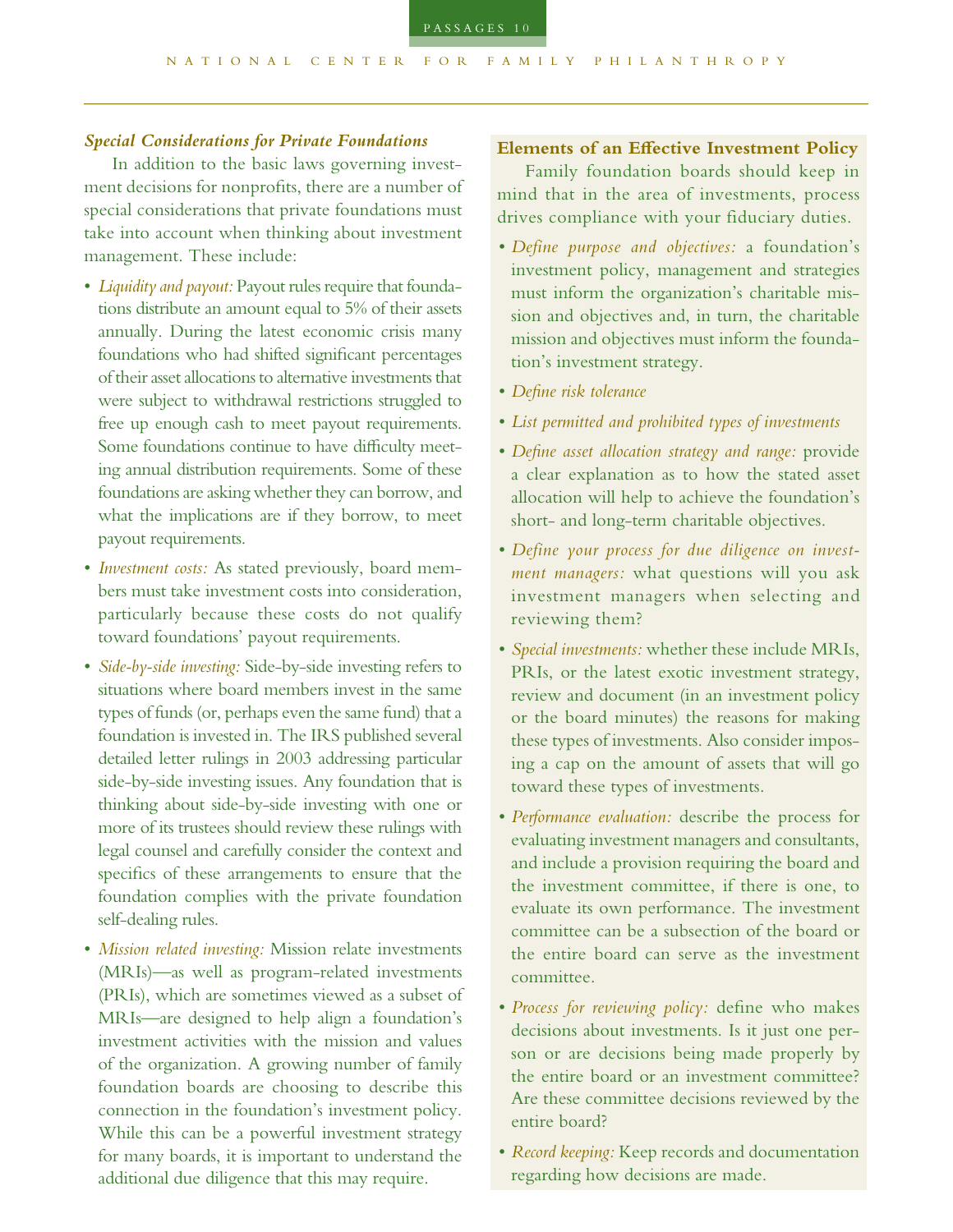### *Special Considerations for Private Foundations*

In addition to the basic laws governing investment decisions for nonprofits, there are a number of special considerations that private foundations must take into account when thinking about investment management. These include:

- *Liquidity and payout:* Payout rules require that foundations distribute an amount equal to 5% of their assets annually. During the latest economic crisis many foundations who had shifted significant percentages of their asset allocations to alternative investments that were subject to withdrawal restrictions struggled to free up enough cash to meet payout requirements. Some foundations continue to have difficulty meeting annual distribution requirements. Some of these foundations are asking whether they can borrow, and what the implications are if they borrow, to meet payout requirements.
- *Investment costs:* As stated previously, board members must take investment costs into consideration, particularly because these costs do not qualify toward foundations' payout requirements.
- *Side-by-side investing:* Side-by-side investing refers to situations where board members invest in the same types of funds (or, perhaps even the same fund) that a foundation is invested in. The IRS published several detailed letter rulings in 2003 addressing particular side-by-side investing issues. Any foundation that is thinking about side-by-side investing with one or more of its trustees should review these rulings with legal counsel and carefully consider the context and specifics of these arrangements to ensure that the foundation complies with the private foundation self-dealing rules.
- *Mission related investing:* Mission relate investments (MRIs)—as well as program-related investments (PRIs), which are sometimes viewed as a subset of MRIs—are designed to help align a foundation's investment activities with the mission and values of the organization. A growing number of family foundation boards are choosing to describe this connection in the foundation's investment policy. While this can be a powerful investment strategy for many boards, it is important to understand the additional due diligence that this may require.

**Elements of an Effective Investment Policy**

Family foundation boards should keep in mind that in the area of investments, process drives compliance with your fiduciary duties.

- *Define purpose and objectives:* a foundation's investment policy, management and strategies must inform the organization's charitable mission and objectives and, in turn, the charitable mission and objectives must inform the foundation's investment strategy.
- *Define risk tolerance*
- *List permitted and prohibited types of investments*
- *Define asset allocation strategy and range:* provide a clear explanation as to how the stated asset allocation will help to achieve the foundation's short- and long-term charitable objectives.
- *Define your process for due diligence on investment managers:* what questions will you ask investment managers when selecting and reviewing them?
- *Special investments:* whether these include MRIs, PRIs, or the latest exotic investment strategy, review and document (in an investment policy or the board minutes) the reasons for making these types of investments. Also consider imposing a cap on the amount of assets that will go toward these types of investments.
- *Performance evaluation:* describe the process for evaluating investment managers and consultants, and include a provision requiring the board and the investment committee, if there is one, to evaluate its own performance. The investment committee can be a subsection of the board or the entire board can serve as the investment committee.
- *Process for reviewing policy:* define who makes decisions about investments. Is it just one person or are decisions being made properly by the entire board or an investment committee? Are these committee decisions reviewed by the entire board?
- *Record keeping:* Keep records and documentation regarding how decisions are made.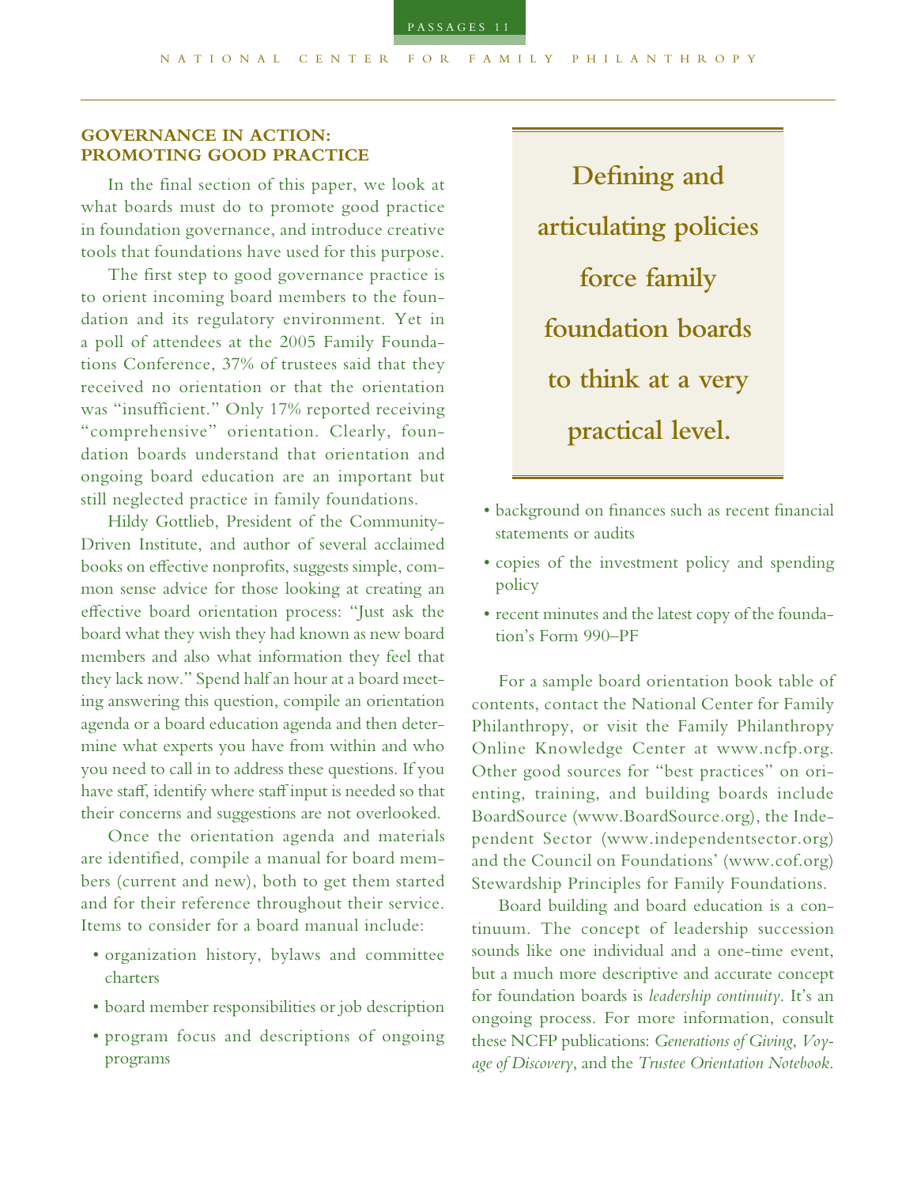## GOVERNANCE IN ACTION: PROMOTING GOOD PRACTICE

In the final section of this paper, we look at what boards must do to promote good practice in foundation governance, and introduce creative tools that foundations have used for this purpose.

The first step to good governance practice is to orient incoming board members to the foundation and its regulatory environment. Yet in a poll of attendees at the 2005 Family Foundations Conference, 37% of trustees said that they received no orientation or that the orientation was "insufficient." Only 17% reported receiving "comprehensive" orientation. Clearly, foundation boards understand that orientation and ongoing board education are an important but still neglected practice in family foundations.

Hildy Gottlieb, President of the Community-Driven Institute, and author of several acclaimed books on effective nonprofits, suggests simple, common sense advice for those looking at creating an effective board orientation process: "Just ask the board what they wish they had known as new board members and also what information they feel that they lack now." Spend half an hour at a board meeting answering this question, compile an orientation agenda or a board education agenda and then determine what experts you have from within and who you need to call in to address these questions. If you have staff, identify where staff input is needed so that their concerns and suggestions are not overlooked.

Once the orientation agenda and materials are identified, compile a manual for board members (current and new), both to get them started and for their reference throughout their service. Items to consider for a board manual include:

- organization history, bylaws and committee charters
- board member responsibilities or job description
- program focus and descriptions of ongoing programs
- background on finances such as recent financial statements or audits
- copies of the investment policy and spending policy
- recent minutes and the latest copy of the foundation's Form 990–PF

**Defining and articulating policies force family foundation boards to think at a very practical level.**

For a sample board orientation book table of contents, contact the National Center for Family Philanthropy, or visit the Family Philanthropy Online Knowledge Center at www.ncfp.org. Other good sources for "best practices" on orienting, training, and building boards include BoardSource (www.BoardSource.org), the Independent Sector (www.independentsector.org) and the Council on Foundations' (www.cof.org) Stewardship Principles for Family Foundations.

Board building and board education is a continuum. The concept of leadership succession sounds like one individual and a one-time event, but a much more descriptive and accurate concept for foundation boards is *leadership continuity*. It's an ongoing process. For more information, consult these NCFP publications: *Generations of Giving*, *Voyage of Discovery*, and the *Trustee Orientation Notebook*.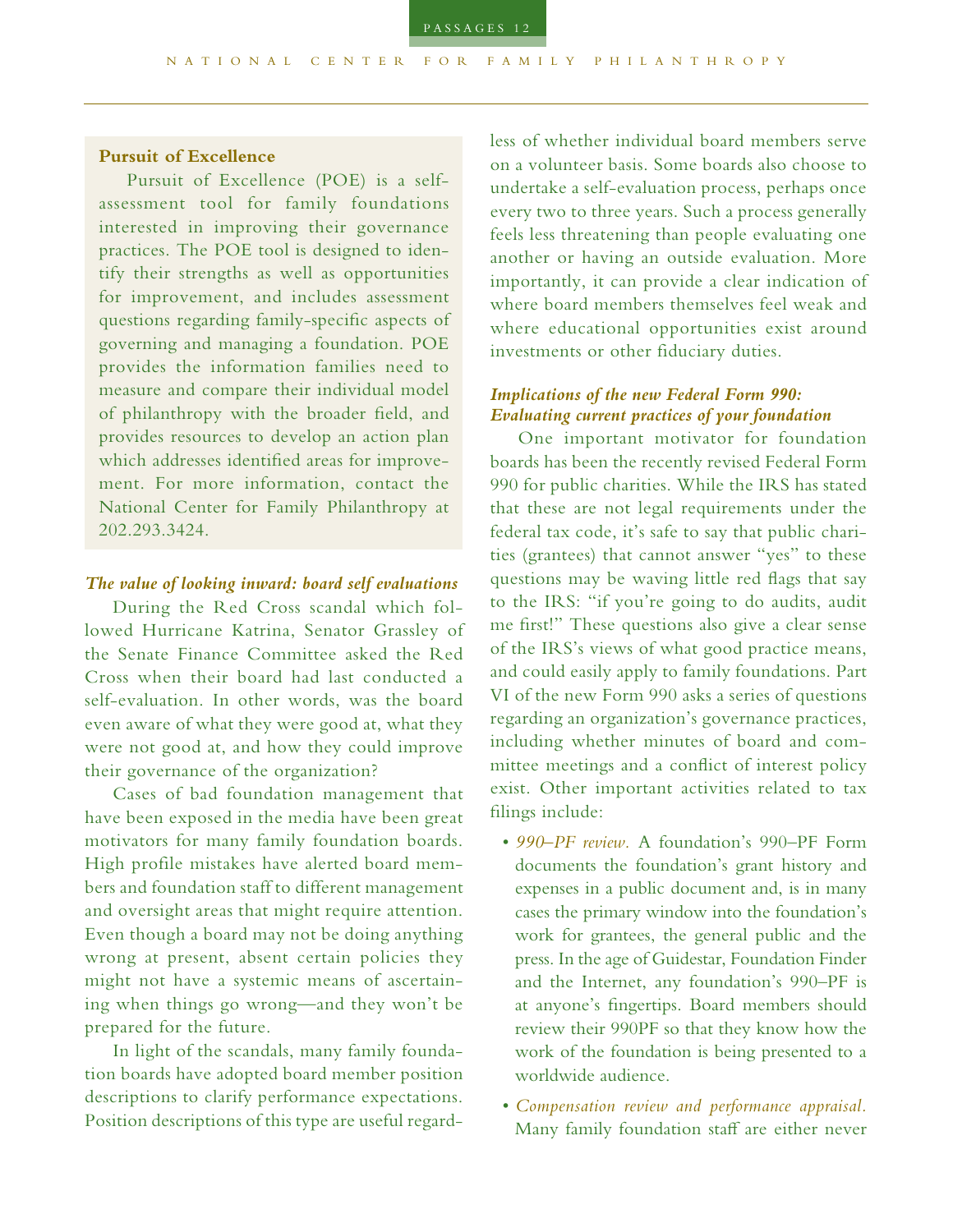**Pursuit of Excellence**

Pursuit of Excellence (POE) is a self-assessment tool for family foundations interested in improving their governance practices. The POE tool is designed to identify their strengths as well as opportunities for improvement, and includes assessment questions regarding family-specific aspects of governing and managing a foundation. POE provides the information families need to measure and compare their individual model of philanthropy with the broader field, and provides resources to develop an action plan which addresses identified areas for improvement. For more information, contact the National Center for Family Philanthropy at 202.293.3424.

### *The value of looking inward: board self evaluations*

During the Red Cross scandal which followed Hurricane Katrina, Senator Grassley of the Senate Finance Committee asked the Red Cross when their board had last conducted a self-evaluation. In other words, was the board even aware of what they were good at, what they were not good at, and how they could improve their governance of the organization?

Cases of bad foundation management that have been exposed in the media have been great motivators for many family foundation boards. High profile mistakes have alerted board members and foundation staff to different management and oversight areas that might require attention. Even though a board may not be doing anything wrong at present, absent certain policies they might not have a systemic means of ascertaining when things go wrong—and they won't be prepared for the future.

In light of the scandals, many family foundation boards have adopted board member position descriptions to clarify performance expectations. Position descriptions of this type are useful regardless of whether individual board members serve on a volunteer basis. Some boards also choose to undertake a self-evaluation process, perhaps once every two to three years. Such a process generally feels less threatening than people evaluating one another or having an outside evaluation. More importantly, it can provide a clear indication of where board members themselves feel weak and where educational opportunities exist around investments or other fiduciary duties.

### *Implications of the new Federal Form 990: Evaluating current practices of your foundation*

One important motivator for foundation boards has been the recently revised Federal Form 990 for public charities. While the IRS has stated that these are not legal requirements under the federal tax code, it's safe to say that public charities (grantees) that cannot answer "yes" to these questions may be waving little red flags that say to the IRS: "if you're going to do audits, audit me first!" These questions also give a clear sense of the IRS's views of what good practice means, and could easily apply to family foundations. Part VI of the new Form 990 asks a series of questions regarding an organization's governance practices, including whether minutes of board and committee meetings and a conflict of interest policy exist. Other important activities related to tax filings include:

- *990–PF review.* A foundation's 990–PF Form documents the foundation's grant history and expenses in a public document and, is in many cases the primary window into the foundation's work for grantees, the general public and the press. In the age of Guidestar, Foundation Finder and the Internet, any foundation's 990–PF is at anyone's fingertips. Board members should review their 990PF so that they know how the work of the foundation is being presented to a worldwide audience.
- *Compensation review and performance appraisal.* Many family foundation staff are either never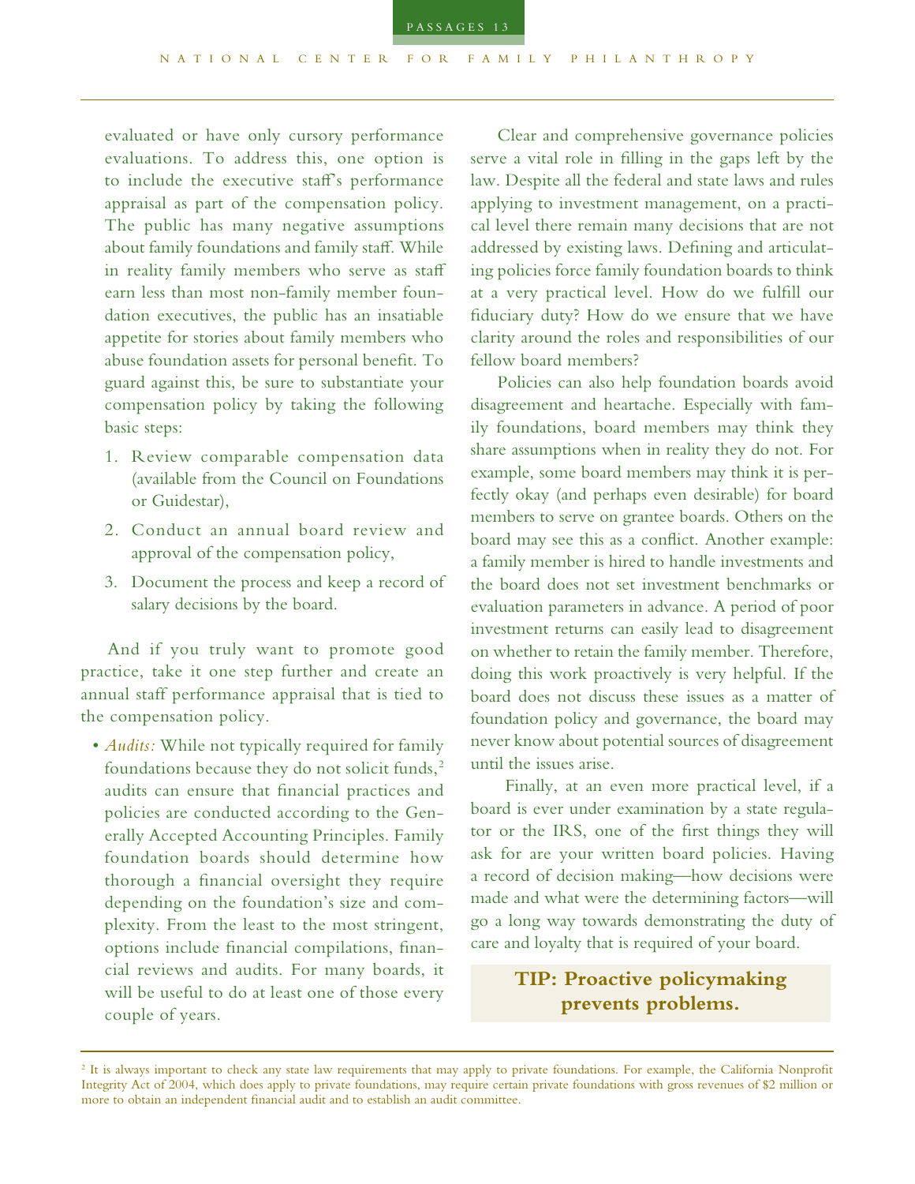evaluated or have only cursory performance evaluations. To address this, one option is to include the executive staff's performance appraisal as part of the compensation policy. The public has many negative assumptions about family foundations and family staff. While in reality family members who serve as staff earn less than most non-family member foundation executives, the public has an insatiable appetite for stories about family members who abuse foundation assets for personal benefit. To guard against this, be sure to substantiate your compensation policy by taking the following basic steps:

1. Review comparable compensation data (available from the Council on Foundations or Guidestar),
2. Conduct an annual board review and approval of the compensation policy,
3. Document the process and keep a record of salary decisions by the board.

And if you truly want to promote good practice, take it one step further and create an annual staff performance appraisal that is tied to the compensation policy.

- *Audits:* While not typically required for family foundations because they do not solicit funds,[2] audits can ensure that financial practices and policies are conducted according to the Generally Accepted Accounting Principles. Family foundation boards should determine how thorough a financial oversight they require depending on the foundation's size and complexity. From the least to the most stringent, options include financial compilations, financial reviews and audits. For many boards, it will be useful to do at least one of those every couple of years.

Clear and comprehensive governance policies serve a vital role in filling in the gaps left by the law. Despite all the federal and state laws and rules applying to investment management, on a practical level there remain many decisions that are not addressed by existing laws. Defining and articulating policies force family foundation boards to think at a very practical level. How do we fulfill our fiduciary duty? How do we ensure that we have clarity around the roles and responsibilities of our fellow board members?

Policies can also help foundation boards avoid disagreement and heartache. Especially with family foundations, board members may think they share assumptions when in reality they do not. For example, some board members may think it is perfectly okay (and perhaps even desirable) for board members to serve on grantee boards. Others on the board may see this as a conflict. Another example: a family member is hired to handle investments and the board does not set investment benchmarks or evaluation parameters in advance. A period of poor investment returns can easily lead to disagreement on whether to retain the family member. Therefore, doing this work proactively is very helpful. If the board does not discuss these issues as a matter of foundation policy and governance, the board may never know about potential sources of disagreement until the issues arise.

Finally, at an even more practical level, if a board is ever under examination by a state regulator or the IRS, one of the first things they will ask for are your written board policies. Having a record of decision making—how decisions were made and what were the determining factors—will go a long way towards demonstrating the duty of care and loyalty that is required of your board.

**TIP: Proactive policymaking prevents problems.**

[2] It is always important to check any state law requirements that may apply to private foundations. For example, the California Nonprofit Integrity Act of 2004, which does apply to private foundations, may require certain private foundations with gross revenues of $2 million or more to obtain an independent financial audit and to establish an audit committee.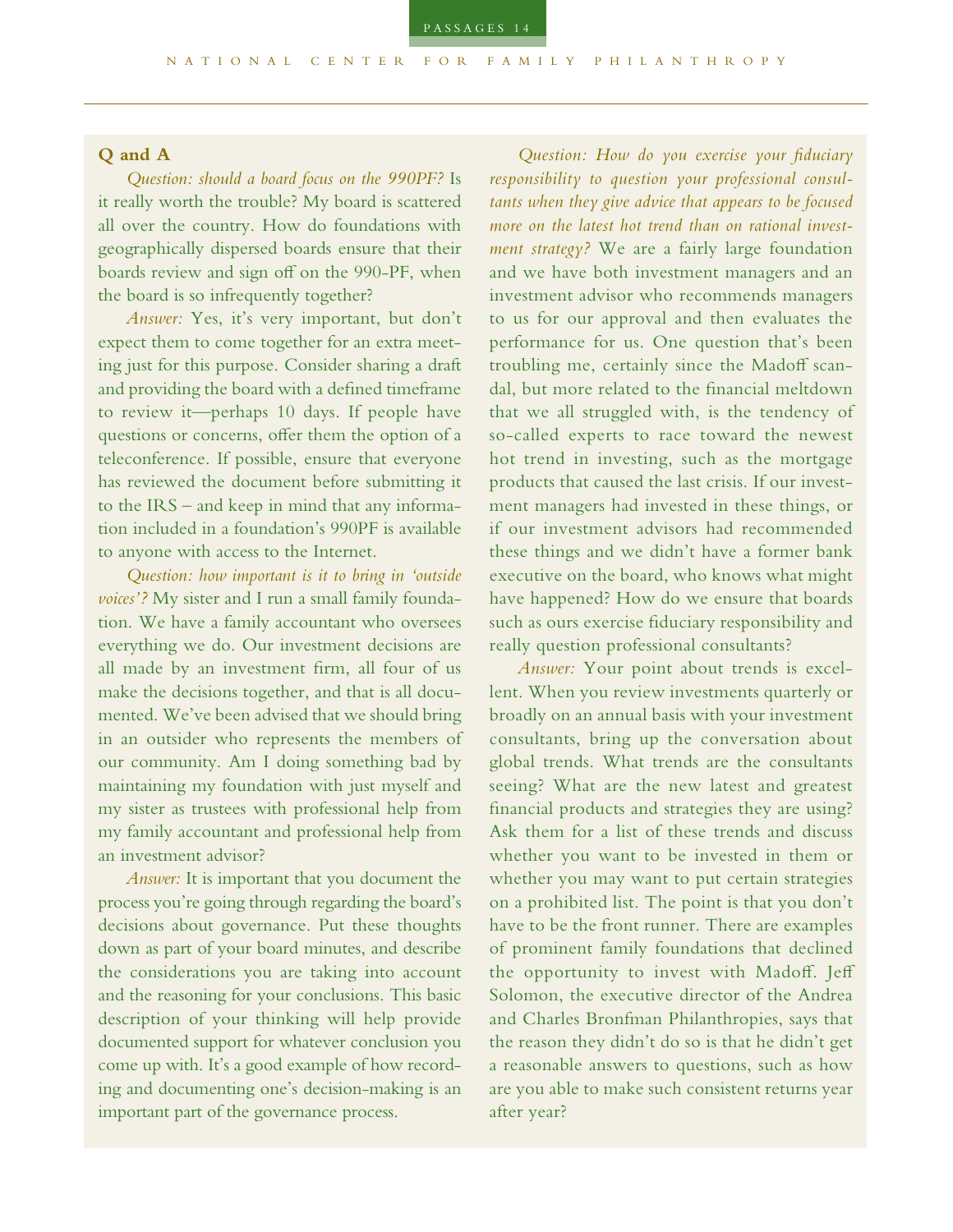## Q and A

*Question: should a board focus on the 990PF?* Is it really worth the trouble? My board is scattered all over the country. How do foundations with geographically dispersed boards ensure that their boards review and sign off on the 990-PF, when the board is so infrequently together?

*Answer:* Yes, it's very important, but don't expect them to come together for an extra meeting just for this purpose. Consider sharing a draft and providing the board with a defined timeframe to review it—perhaps 10 days. If people have questions or concerns, offer them the option of a teleconference. If possible, ensure that everyone has reviewed the document before submitting it to the IRS – and keep in mind that any information included in a foundation's 990PF is available to anyone with access to the Internet.

*Question: how important is it to bring in 'outside voices'?* My sister and I run a small family foundation. We have a family accountant who oversees everything we do. Our investment decisions are all made by an investment firm, all four of us make the decisions together, and that is all documented. We've been advised that we should bring in an outsider who represents the members of our community. Am I doing something bad by maintaining my foundation with just myself and my sister as trustees with professional help from my family accountant and professional help from an investment advisor?

*Answer:* It is important that you document the process you're going through regarding the board's decisions about governance. Put these thoughts down as part of your board minutes, and describe the considerations you are taking into account and the reasoning for your conclusions. This basic description of your thinking will help provide documented support for whatever conclusion you come up with. It's a good example of how recording and documenting one's decision-making is an important part of the governance process.

*Question: How do you exercise your fiduciary responsibility to question your professional consultants when they give advice that appears to be focused more on the latest hot trend than on rational investment strategy?* We are a fairly large foundation and we have both investment managers and an investment advisor who recommends managers to us for our approval and then evaluates the performance for us. One question that's been troubling me, certainly since the Madoff scandal, but more related to the financial meltdown that we all struggled with, is the tendency of so-called experts to race toward the newest hot trend in investing, such as the mortgage products that caused the last crisis. If our investment managers had invested in these things, or if our investment advisors had recommended these things and we didn't have a former bank executive on the board, who knows what might have happened? How do we ensure that boards such as ours exercise fiduciary responsibility and really question professional consultants?

*Answer:* Your point about trends is excellent. When you review investments quarterly or broadly on an annual basis with your investment consultants, bring up the conversation about global trends. What trends are the consultants seeing? What are the new latest and greatest financial products and strategies they are using? Ask them for a list of these trends and discuss whether you want to be invested in them or whether you may want to put certain strategies on a prohibited list. The point is that you don't have to be the front runner. There are examples of prominent family foundations that declined the opportunity to invest with Madoff. Jeff Solomon, the executive director of the Andrea and Charles Bronfman Philanthropies, says that the reason they didn't do so is that he didn't get a reasonable answers to questions, such as how are you able to make such consistent returns year after year?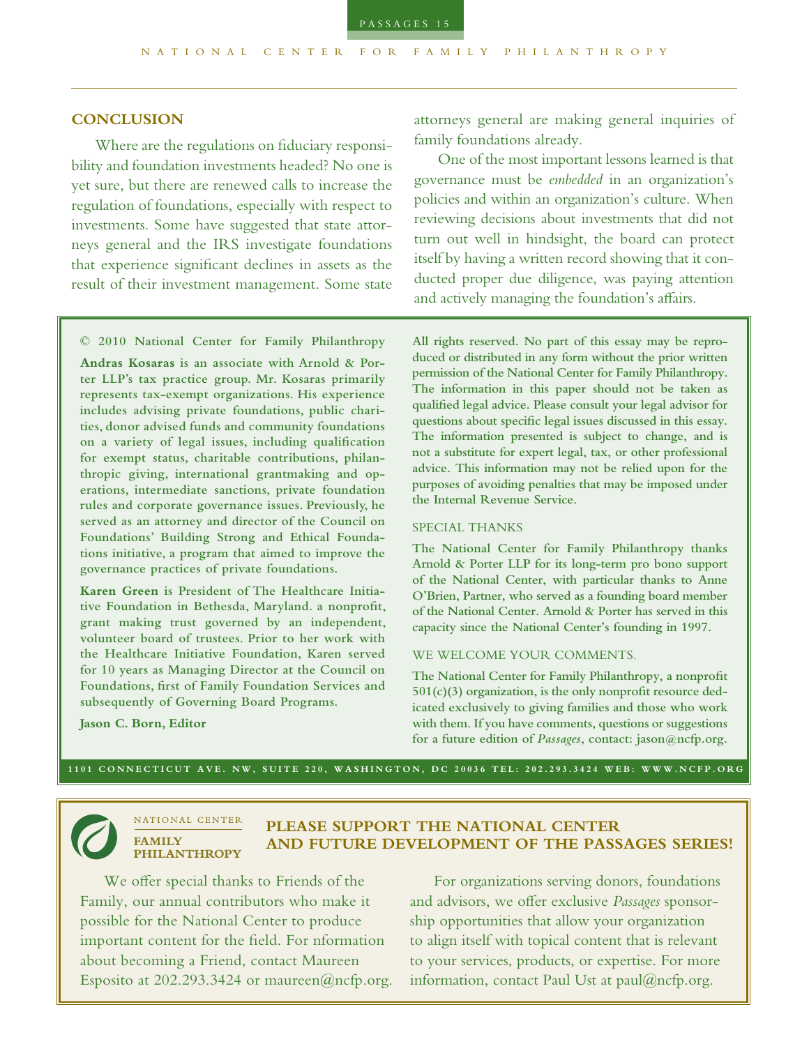## CONCLUSION

Where are the regulations on fiduciary responsibility and foundation investments headed? No one is yet sure, but there are renewed calls to increase the regulation of foundations, especially with respect to investments. Some have suggested that state attorneys general and the IRS investigate foundations that experience significant declines in assets as the result of their investment management. Some state attorneys general are making general inquiries of family foundations already.

One of the most important lessons learned is that governance must be *embedded* in an organization's policies and within an organization's culture. When reviewing decisions about investments that did not turn out well in hindsight, the board can protect itself by having a written record showing that it conducted proper due diligence, was paying attention and actively managing the foundation's affairs.

**© 2010 National Center for Family Philanthropy**

**Andras Kosaras is an associate with Arnold & Porter LLP's tax practice group. Mr. Kosaras primarily represents tax-exempt organizations. His experience includes advising private foundations, public charities, donor advised funds and community foundations on a variety of legal issues, including qualification for exempt status, charitable contributions, philanthropic giving, international grantmaking and operations, intermediate sanctions, private foundation rules and corporate governance issues. Previously, he served as an attorney and director of the Council on Foundations' Building Strong and Ethical Foundations initiative, a program that aimed to improve the governance practices of private foundations.**

**Karen Green is President of The Healthcare Initiative Foundation in Bethesda, Maryland. a nonprofit, grant making trust governed by an independent, volunteer board of trustees. Prior to her work with the Healthcare Initiative Foundation, Karen served for 10 years as Managing Director at the Council on Foundations, first of Family Foundation Services and subsequently of Governing Board Programs.**

**Jason C. Born, Editor**

**All rights reserved. No part of this essay may be reproduced or distributed in any form without the prior written permission of the National Center for Family Philanthropy. The information in this paper should not be taken as qualified legal advice. Please consult your legal advisor for questions about specific legal issues discussed in this essay. The information presented is subject to change, and is not a substitute for expert legal, tax, or other professional advice. This information may not be relied upon for the purposes of avoiding penalties that may be imposed under the Internal Revenue Service.**

SPECIAL THANKS

**The National Center for Family Philanthropy thanks Arnold & Porter LLP for its long-term pro bono support of the National Center, with particular thanks to Anne O'Brien, Partner, who served as a founding board member of the National Center. Arnold & Porter has served in this capacity since the National Center's founding in 1997.**

WE WELCOME YOUR COMMENTS.

**The National Center for Family Philanthropy, a nonprofit 501(c)(3) organization, is the only nonprofit resource dedicated exclusively to giving families and those who work with them. If you have comments, questions or suggestions for a future edition of *Passages*, contact: jason@ncfp.org.**

**1101 CONNECTICUT AVE. NW, SUITE 220, WASHINGTON, DC 20036 TEL: 202.293.3424 WEB: WWW.NCFP.ORG**

NATIONAL CENTER FAMILY PHILANTHROPY

### PLEASE SUPPORT THE NATIONAL CENTER AND FUTURE DEVELOPMENT OF THE PASSAGES SERIES!

We offer special thanks to Friends of the Family, our annual contributors who make it possible for the National Center to produce important content for the field. For nformation about becoming a Friend, contact Maureen Esposito at 202.293.3424 or maureen@ncfp.org.

For organizations serving donors, foundations and advisors, we offer exclusive *Passages* sponsorship opportunities that allow your organization to align itself with topical content that is relevant to your services, products, or expertise. For more information, contact Paul Ust at paul@ncfp.org.